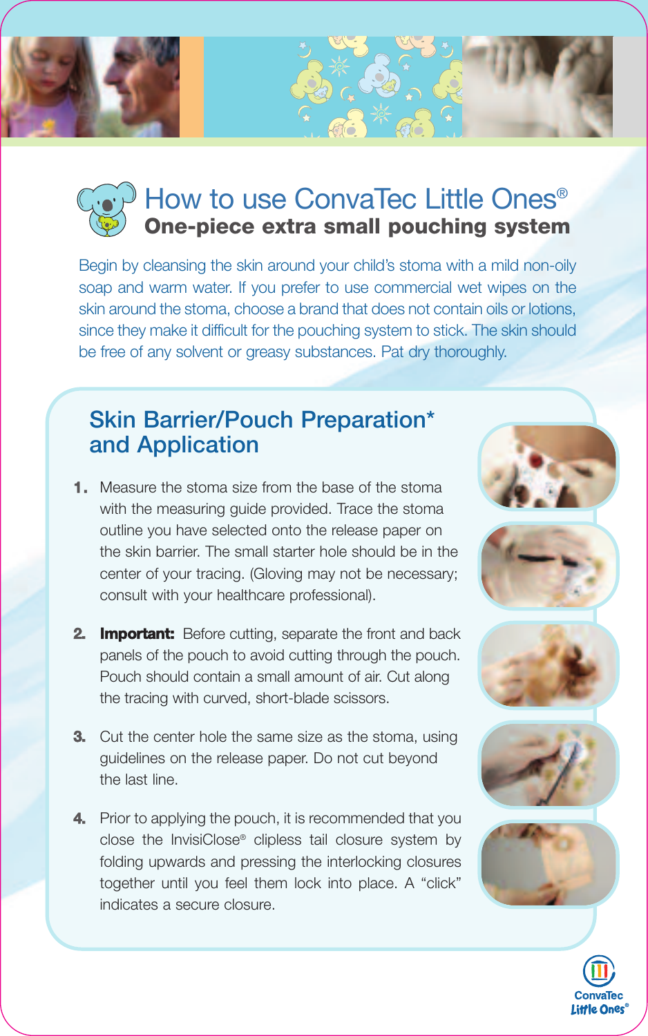# How to use ConvaTec Little Ones®

## One-piece extra small pouching system

Begin by cleansing the skin around your child's stoma with a mild non-oily soap and warm water. If you prefer to use commercial wet wipes on the skin around the stoma, choose a brand that does not contain oils or lotions, since they make it difficult for the pouching system to stick. The skin should be free of any solvent or greasy substances. Pat dry thoroughly.

## Skin Barrier/Pouch Preparation* and Application

1. Measure the stoma size from the base of the stoma with the measuring guide provided. Trace the stoma outline you have selected onto the release paper on the skin barrier. The small starter hole should be in the center of your tracing. (Gloving may not be necessary; consult with your healthcare professional).

2. **Important:** Before cutting, separate the front and back panels of the pouch to avoid cutting through the pouch. Pouch should contain a small amount of air. Cut along the tracing with curved, short-blade scissors.

3. Cut the center hole the same size as the stoma, using guidelines on the release paper. Do not cut beyond the last line.

4. Prior to applying the pouch, it is recommended that you close the InvisiClose® clipless tail closure system by folding upwards and pressing the interlocking closures together until you feel them lock into place. A "click" indicates a secure closure.

ConvaTec Little Ones®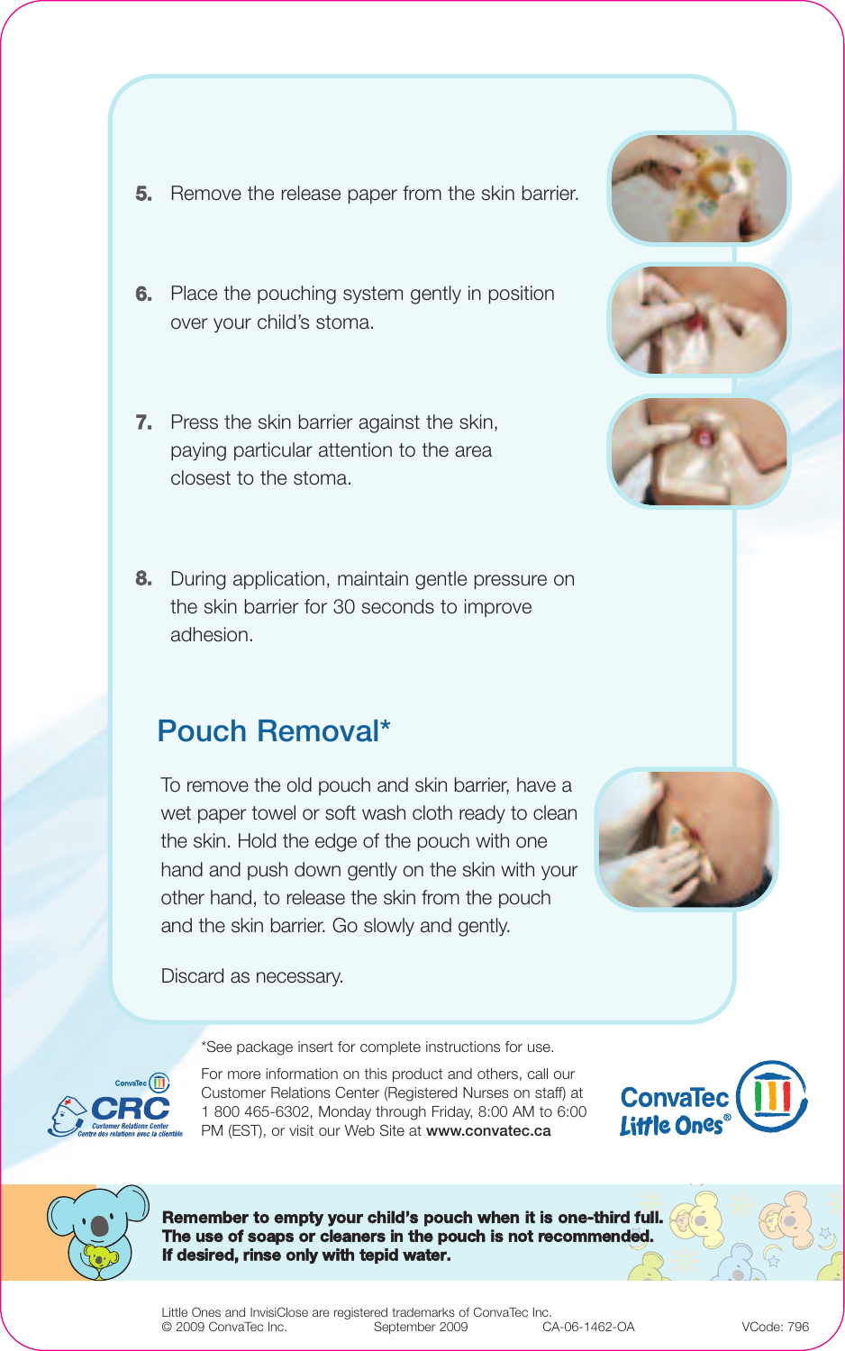5. Remove the release paper from the skin barrier.

6. Place the pouching system gently in position over your child's stoma.

7. Press the skin barrier against the skin, paying particular attention to the area closest to the stoma.

8. During application, maintain gentle pressure on the skin barrier for 30 seconds to improve adhesion.

## Pouch Removal*

To remove the old pouch and skin barrier, have a wet paper towel or soft wash cloth ready to clean the skin. Hold the edge of the pouch with one hand and push down gently on the skin with your other hand, to release the skin from the pouch and the skin barrier. Go slowly and gently.

Discard as necessary.

*See package insert for complete instructions for use.

For more information on this product and others, call our Customer Relations Center (Registered Nurses on staff) at 1 800 465-6302, Monday through Friday, 8:00 AM to 6:00 PM (EST), or visit our Web Site at **www.convatec.ca**

ConvaTec CRC Customer Relations Center / Centre des relations avec la clientèle

ConvaTec Little Ones®

**Remember to empty your child's pouch when it is one-third full.**
**The use of soaps or cleaners in the pouch is not recommended.**
**If desired, rinse only with tepid water.**

Little Ones and InvisiClose are registered trademarks of ConvaTec Inc.
© 2009 ConvaTec Inc. September 2009 CA-06-1462-OA VCode: 796